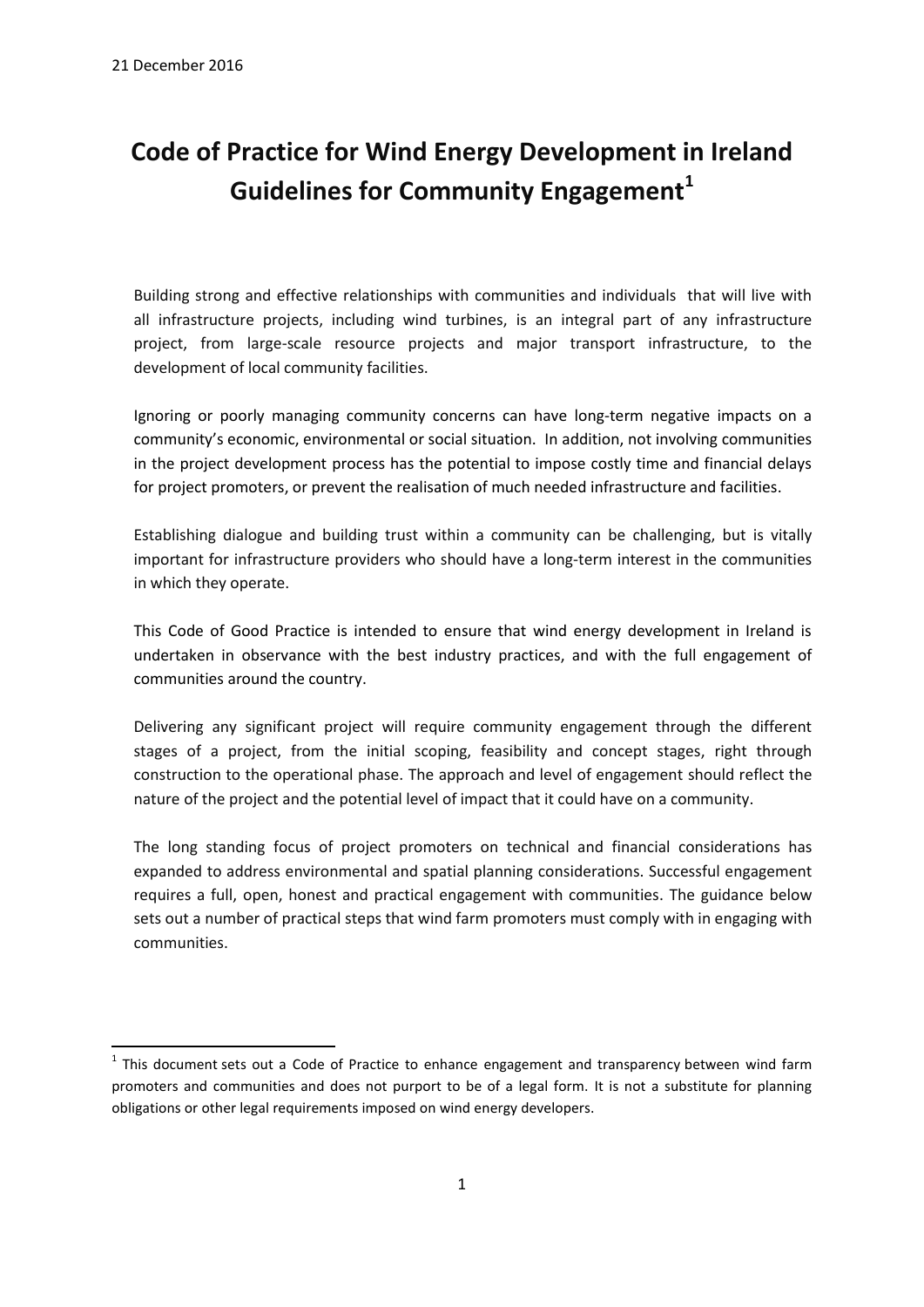21 December 2016

# Code of Practice for Wind Energy Development in Ireland Guidelines for Community Engagement[1]

Building strong and effective relationships with communities and individuals that will live with all infrastructure projects, including wind turbines, is an integral part of any infrastructure project, from large-scale resource projects and major transport infrastructure, to the development of local community facilities.

Ignoring or poorly managing community concerns can have long-term negative impacts on a community's economic, environmental or social situation. In addition, not involving communities in the project development process has the potential to impose costly time and financial delays for project promoters, or prevent the realisation of much needed infrastructure and facilities.

Establishing dialogue and building trust within a community can be challenging, but is vitally important for infrastructure providers who should have a long-term interest in the communities in which they operate.

This Code of Good Practice is intended to ensure that wind energy development in Ireland is undertaken in observance with the best industry practices, and with the full engagement of communities around the country.

Delivering any significant project will require community engagement through the different stages of a project, from the initial scoping, feasibility and concept stages, right through construction to the operational phase. The approach and level of engagement should reflect the nature of the project and the potential level of impact that it could have on a community.

The long standing focus of project promoters on technical and financial considerations has expanded to address environmental and spatial planning considerations. Successful engagement requires a full, open, honest and practical engagement with communities. The guidance below sets out a number of practical steps that wind farm promoters must comply with in engaging with communities.

---

[1] This document sets out a Code of Practice to enhance engagement and transparency between wind farm promoters and communities and does not purport to be of a legal form. It is not a substitute for planning obligations or other legal requirements imposed on wind energy developers.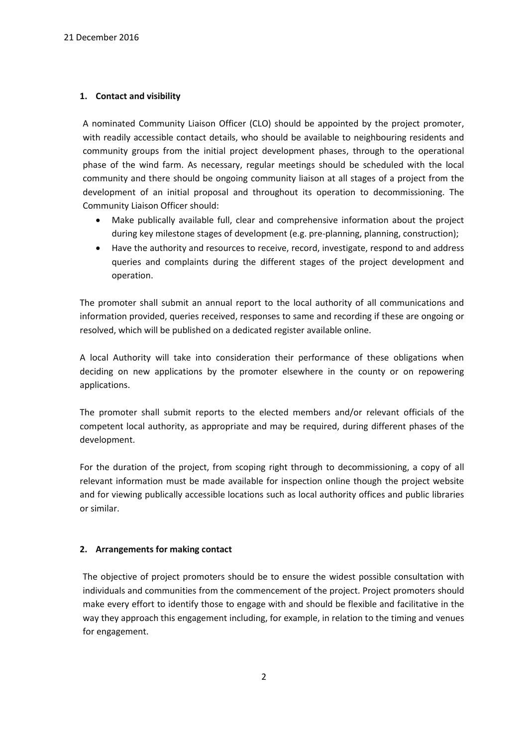21 December 2016

## 1. Contact and visibility

A nominated Community Liaison Officer (CLO) should be appointed by the project promoter, with readily accessible contact details, who should be available to neighbouring residents and community groups from the initial project development phases, through to the operational phase of the wind farm. As necessary, regular meetings should be scheduled with the local community and there should be ongoing community liaison at all stages of a project from the development of an initial proposal and throughout its operation to decommissioning. The Community Liaison Officer should:

- Make publically available full, clear and comprehensive information about the project during key milestone stages of development (e.g. pre-planning, planning, construction);
- Have the authority and resources to receive, record, investigate, respond to and address queries and complaints during the different stages of the project development and operation.

The promoter shall submit an annual report to the local authority of all communications and information provided, queries received, responses to same and recording if these are ongoing or resolved, which will be published on a dedicated register available online.

A local Authority will take into consideration their performance of these obligations when deciding on new applications by the promoter elsewhere in the county or on repowering applications.

The promoter shall submit reports to the elected members and/or relevant officials of the competent local authority, as appropriate and may be required, during different phases of the development.

For the duration of the project, from scoping right through to decommissioning, a copy of all relevant information must be made available for inspection online though the project website and for viewing publically accessible locations such as local authority offices and public libraries or similar.

## 2. Arrangements for making contact

The objective of project promoters should be to ensure the widest possible consultation with individuals and communities from the commencement of the project. Project promoters should make every effort to identify those to engage with and should be flexible and facilitative in the way they approach this engagement including, for example, in relation to the timing and venues for engagement.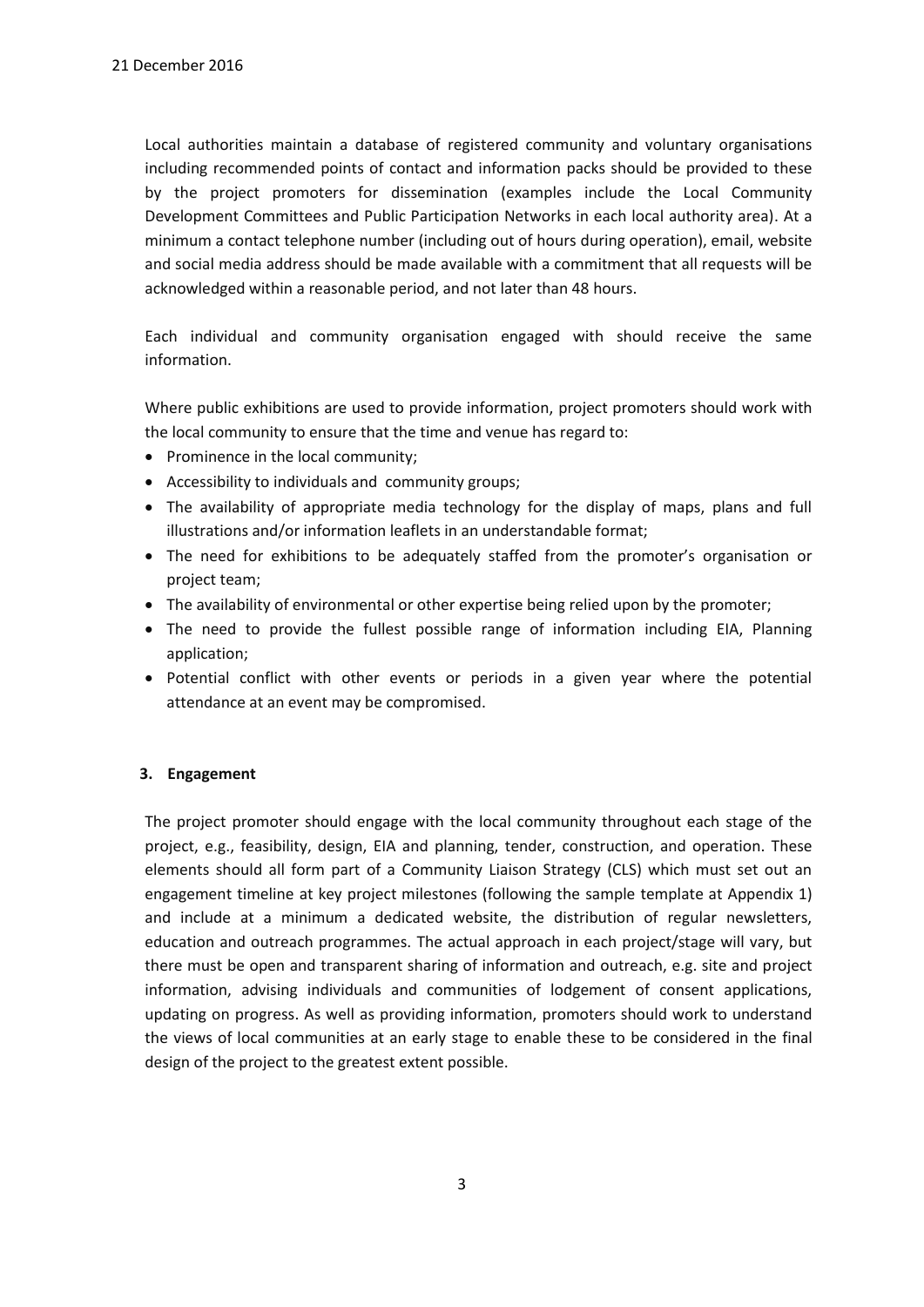Local authorities maintain a database of registered community and voluntary organisations including recommended points of contact and information packs should be provided to these by the project promoters for dissemination (examples include the Local Community Development Committees and Public Participation Networks in each local authority area). At a minimum a contact telephone number (including out of hours during operation), email, website and social media address should be made available with a commitment that all requests will be acknowledged within a reasonable period, and not later than 48 hours.

Each individual and community organisation engaged with should receive the same information.

Where public exhibitions are used to provide information, project promoters should work with the local community to ensure that the time and venue has regard to:

- Prominence in the local community;
- Accessibility to individuals and community groups;
- The availability of appropriate media technology for the display of maps, plans and full illustrations and/or information leaflets in an understandable format;
- The need for exhibitions to be adequately staffed from the promoter's organisation or project team;
- The availability of environmental or other expertise being relied upon by the promoter;
- The need to provide the fullest possible range of information including EIA, Planning application;
- Potential conflict with other events or periods in a given year where the potential attendance at an event may be compromised.

## 3. Engagement

The project promoter should engage with the local community throughout each stage of the project, e.g., feasibility, design, EIA and planning, tender, construction, and operation. These elements should all form part of a Community Liaison Strategy (CLS) which must set out an engagement timeline at key project milestones (following the sample template at Appendix 1) and include at a minimum a dedicated website, the distribution of regular newsletters, education and outreach programmes. The actual approach in each project/stage will vary, but there must be open and transparent sharing of information and outreach, e.g. site and project information, advising individuals and communities of lodgement of consent applications, updating on progress. As well as providing information, promoters should work to understand the views of local communities at an early stage to enable these to be considered in the final design of the project to the greatest extent possible.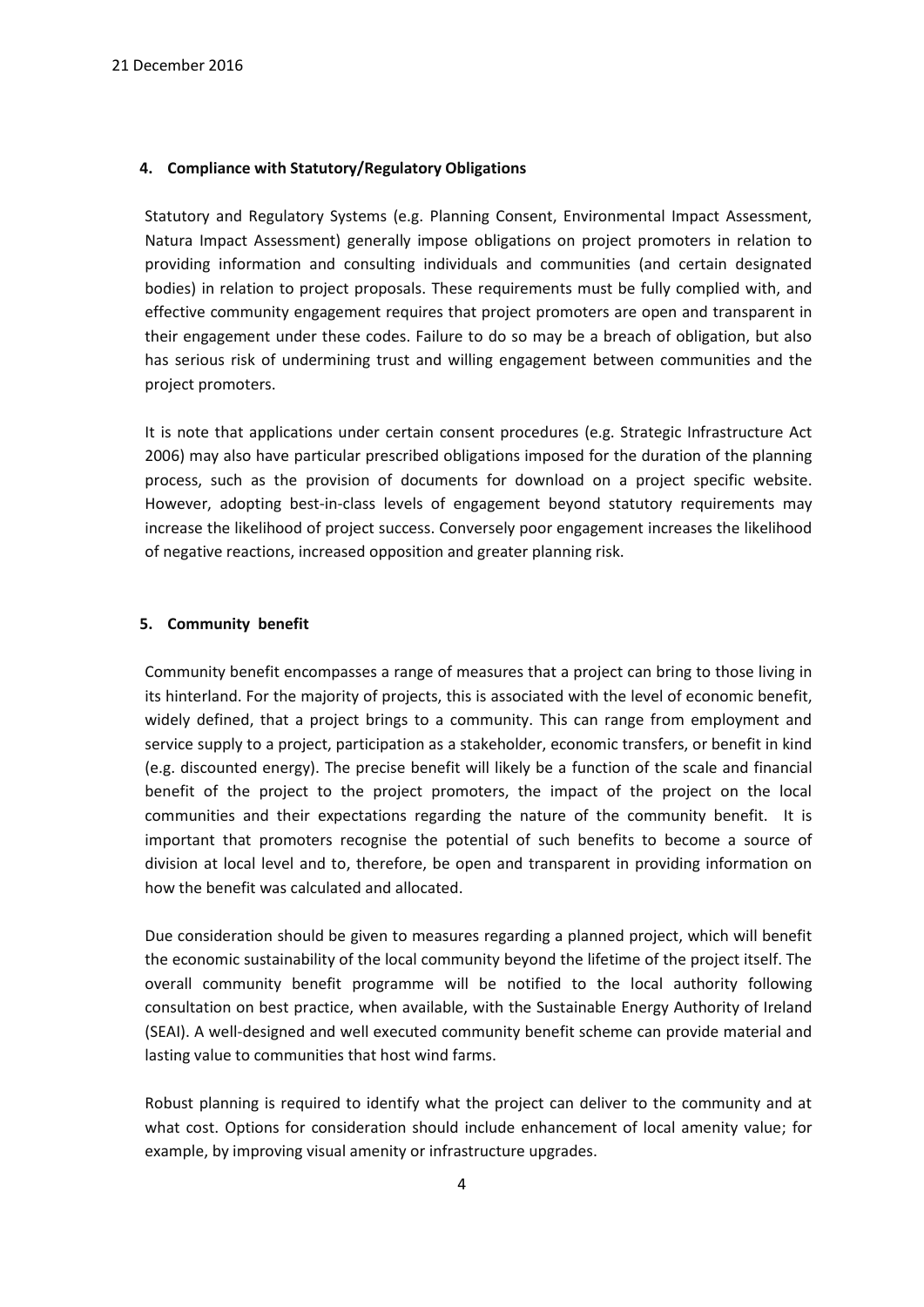21 December 2016

### 4. Compliance with Statutory/Regulatory Obligations

Statutory and Regulatory Systems (e.g. Planning Consent, Environmental Impact Assessment, Natura Impact Assessment) generally impose obligations on project promoters in relation to providing information and consulting individuals and communities (and certain designated bodies) in relation to project proposals. These requirements must be fully complied with, and effective community engagement requires that project promoters are open and transparent in their engagement under these codes. Failure to do so may be a breach of obligation, but also has serious risk of undermining trust and willing engagement between communities and the project promoters.

It is note that applications under certain consent procedures (e.g. Strategic Infrastructure Act 2006) may also have particular prescribed obligations imposed for the duration of the planning process, such as the provision of documents for download on a project specific website. However, adopting best-in-class levels of engagement beyond statutory requirements may increase the likelihood of project success. Conversely poor engagement increases the likelihood of negative reactions, increased opposition and greater planning risk.

### 5. Community benefit

Community benefit encompasses a range of measures that a project can bring to those living in its hinterland. For the majority of projects, this is associated with the level of economic benefit, widely defined, that a project brings to a community. This can range from employment and service supply to a project, participation as a stakeholder, economic transfers, or benefit in kind (e.g. discounted energy). The precise benefit will likely be a function of the scale and financial benefit of the project to the project promoters, the impact of the project on the local communities and their expectations regarding the nature of the community benefit. It is important that promoters recognise the potential of such benefits to become a source of division at local level and to, therefore, be open and transparent in providing information on how the benefit was calculated and allocated.

Due consideration should be given to measures regarding a planned project, which will benefit the economic sustainability of the local community beyond the lifetime of the project itself. The overall community benefit programme will be notified to the local authority following consultation on best practice, when available, with the Sustainable Energy Authority of Ireland (SEAI). A well-designed and well executed community benefit scheme can provide material and lasting value to communities that host wind farms.

Robust planning is required to identify what the project can deliver to the community and at what cost. Options for consideration should include enhancement of local amenity value; for example, by improving visual amenity or infrastructure upgrades.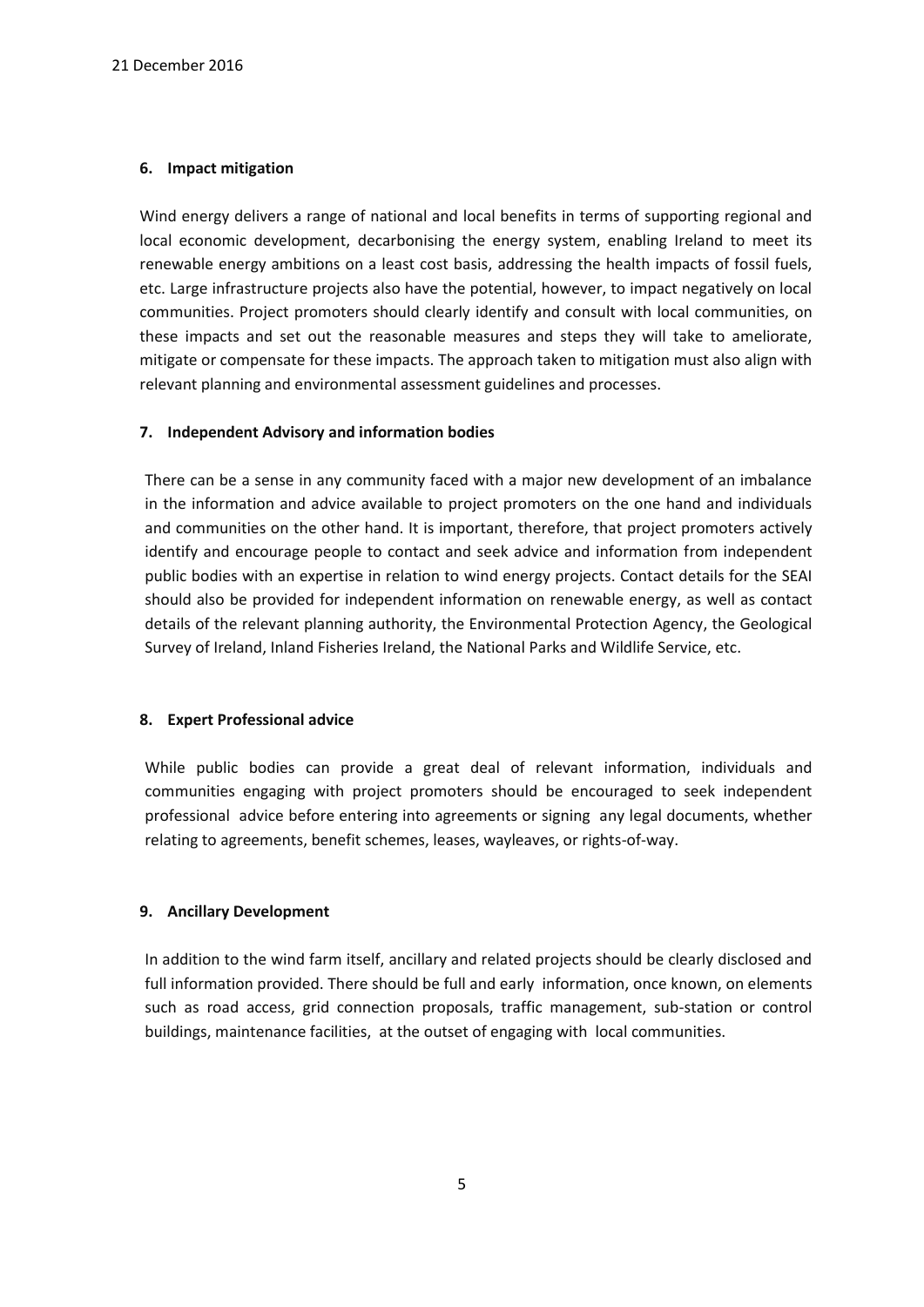### 6. Impact mitigation

Wind energy delivers a range of national and local benefits in terms of supporting regional and local economic development, decarbonising the energy system, enabling Ireland to meet its renewable energy ambitions on a least cost basis, addressing the health impacts of fossil fuels, etc. Large infrastructure projects also have the potential, however, to impact negatively on local communities. Project promoters should clearly identify and consult with local communities, on these impacts and set out the reasonable measures and steps they will take to ameliorate, mitigate or compensate for these impacts. The approach taken to mitigation must also align with relevant planning and environmental assessment guidelines and processes.

### 7. Independent Advisory and information bodies

There can be a sense in any community faced with a major new development of an imbalance in the information and advice available to project promoters on the one hand and individuals and communities on the other hand. It is important, therefore, that project promoters actively identify and encourage people to contact and seek advice and information from independent public bodies with an expertise in relation to wind energy projects. Contact details for the SEAI should also be provided for independent information on renewable energy, as well as contact details of the relevant planning authority, the Environmental Protection Agency, the Geological Survey of Ireland, Inland Fisheries Ireland, the National Parks and Wildlife Service, etc.

### 8. Expert Professional advice

While public bodies can provide a great deal of relevant information, individuals and communities engaging with project promoters should be encouraged to seek independent professional advice before entering into agreements or signing any legal documents, whether relating to agreements, benefit schemes, leases, wayleaves, or rights-of-way.

### 9. Ancillary Development

In addition to the wind farm itself, ancillary and related projects should be clearly disclosed and full information provided. There should be full and early information, once known, on elements such as road access, grid connection proposals, traffic management, sub-station or control buildings, maintenance facilities, at the outset of engaging with local communities.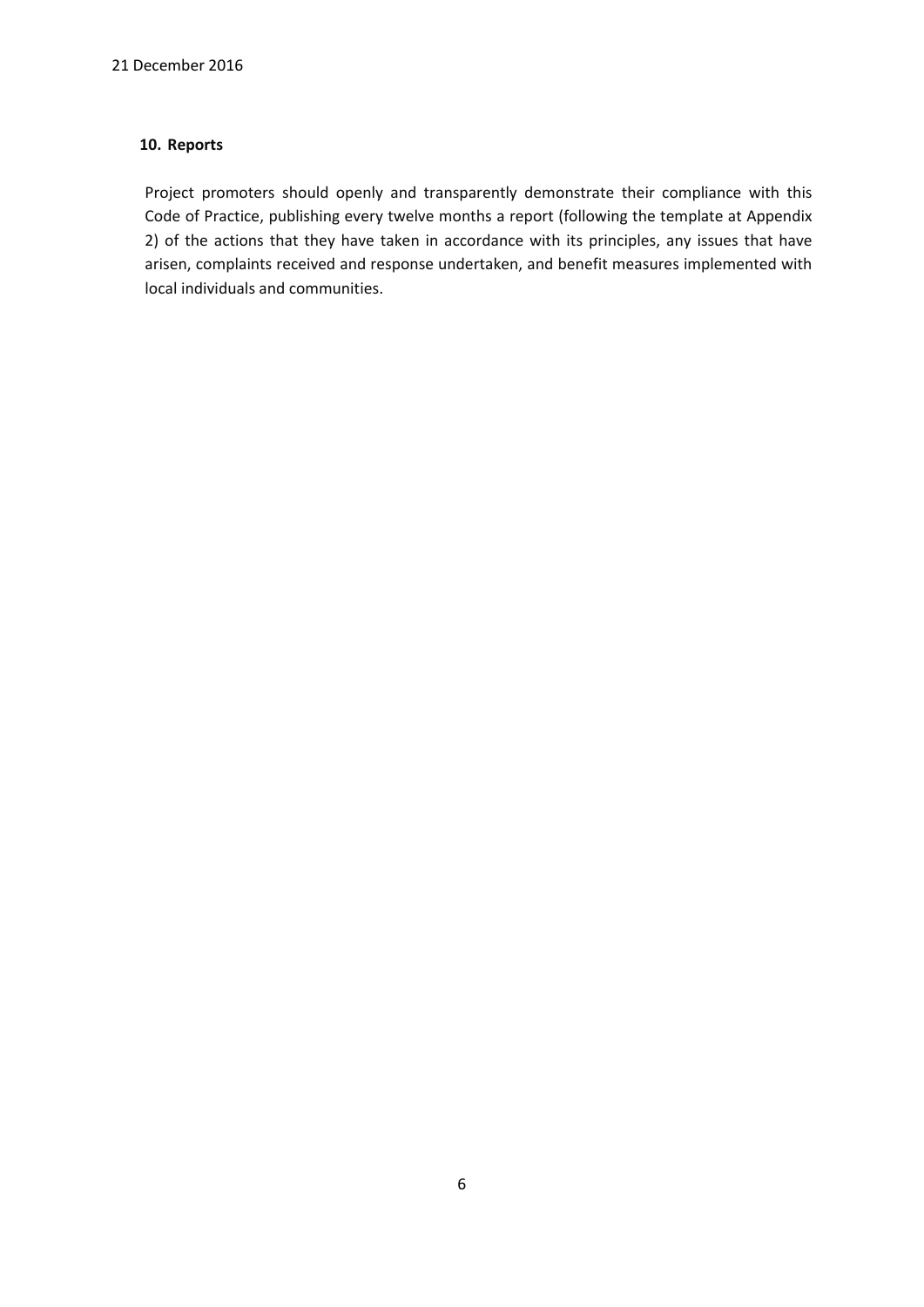## 10. Reports

Project promoters should openly and transparently demonstrate their compliance with this Code of Practice, publishing every twelve months a report (following the template at Appendix 2) of the actions that they have taken in accordance with its principles, any issues that have arisen, complaints received and response undertaken, and benefit measures implemented with local individuals and communities.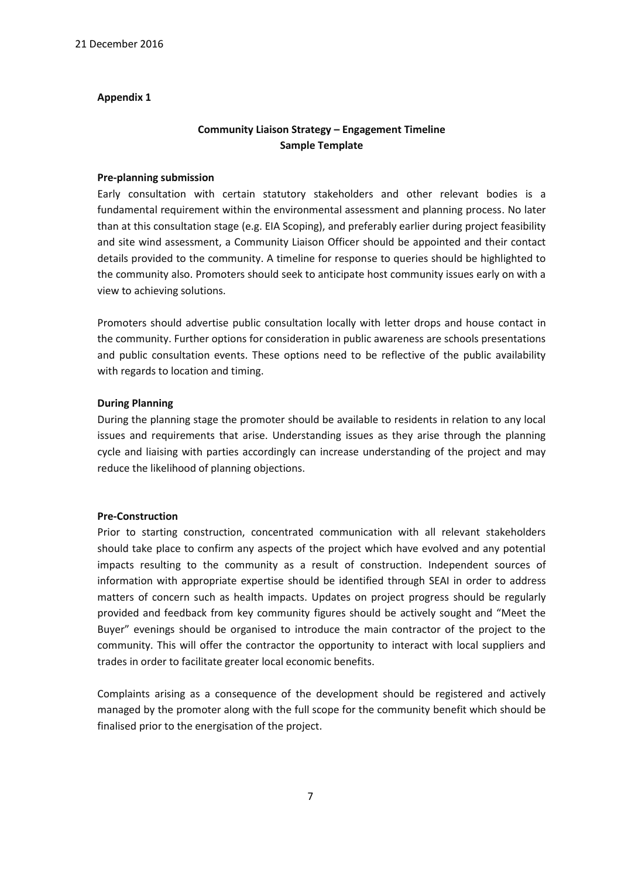**Appendix 1**

## Community Liaison Strategy – Engagement Timeline
## Sample Template

**Pre-planning submission**

Early consultation with certain statutory stakeholders and other relevant bodies is a fundamental requirement within the environmental assessment and planning process. No later than at this consultation stage (e.g. EIA Scoping), and preferably earlier during project feasibility and site wind assessment, a Community Liaison Officer should be appointed and their contact details provided to the community. A timeline for response to queries should be highlighted to the community also. Promoters should seek to anticipate host community issues early on with a view to achieving solutions.

Promoters should advertise public consultation locally with letter drops and house contact in the community. Further options for consideration in public awareness are schools presentations and public consultation events. These options need to be reflective of the public availability with regards to location and timing.

**During Planning**

During the planning stage the promoter should be available to residents in relation to any local issues and requirements that arise. Understanding issues as they arise through the planning cycle and liaising with parties accordingly can increase understanding of the project and may reduce the likelihood of planning objections.

**Pre-Construction**

Prior to starting construction, concentrated communication with all relevant stakeholders should take place to confirm any aspects of the project which have evolved and any potential impacts resulting to the community as a result of construction. Independent sources of information with appropriate expertise should be identified through SEAI in order to address matters of concern such as health impacts. Updates on project progress should be regularly provided and feedback from key community figures should be actively sought and "Meet the Buyer" evenings should be organised to introduce the main contractor of the project to the community. This will offer the contractor the opportunity to interact with local suppliers and trades in order to facilitate greater local economic benefits.

Complaints arising as a consequence of the development should be registered and actively managed by the promoter along with the full scope for the community benefit which should be finalised prior to the energisation of the project.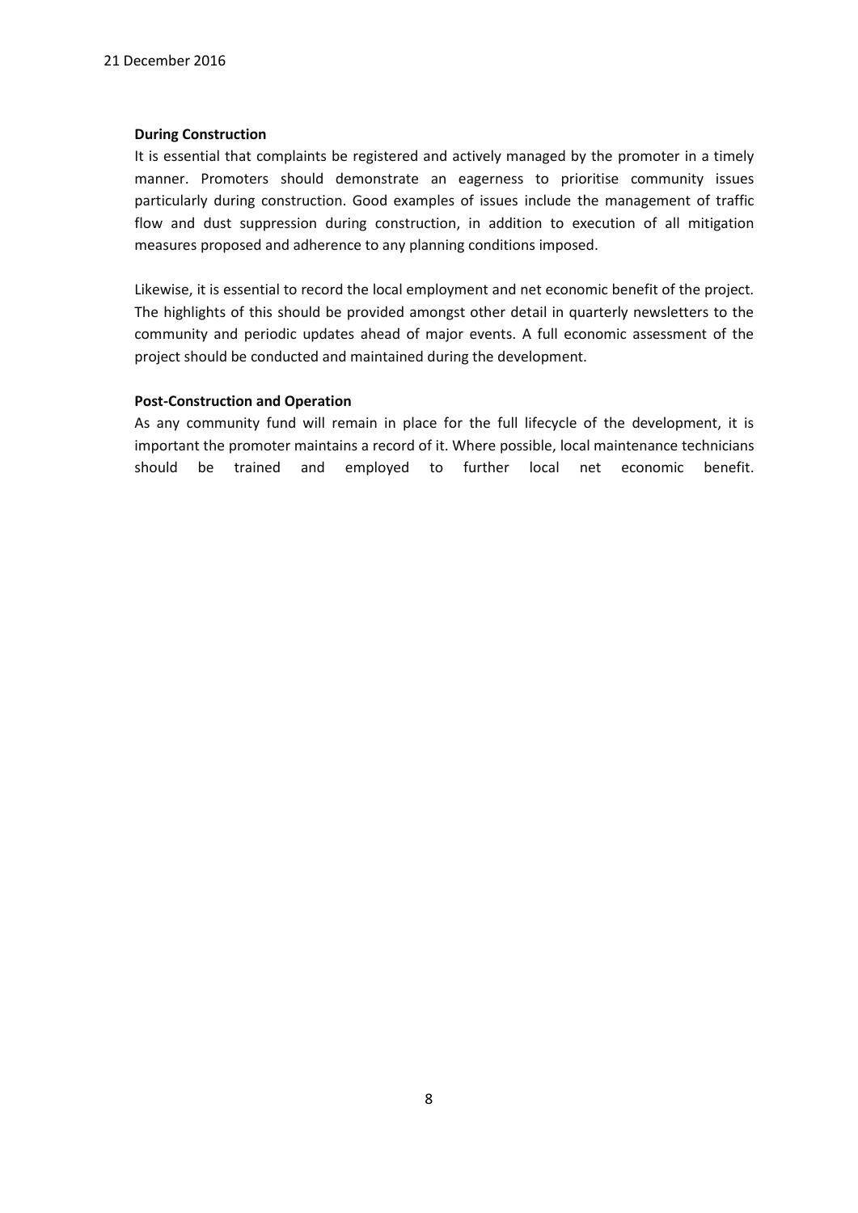**During Construction**

It is essential that complaints be registered and actively managed by the promoter in a timely manner. Promoters should demonstrate an eagerness to prioritise community issues particularly during construction. Good examples of issues include the management of traffic flow and dust suppression during construction, in addition to execution of all mitigation measures proposed and adherence to any planning conditions imposed.

Likewise, it is essential to record the local employment and net economic benefit of the project. The highlights of this should be provided amongst other detail in quarterly newsletters to the community and periodic updates ahead of major events. A full economic assessment of the project should be conducted and maintained during the development.

**Post-Construction and Operation**

As any community fund will remain in place for the full lifecycle of the development, it is important the promoter maintains a record of it. Where possible, local maintenance technicians should be trained and employed to further local net economic benefit.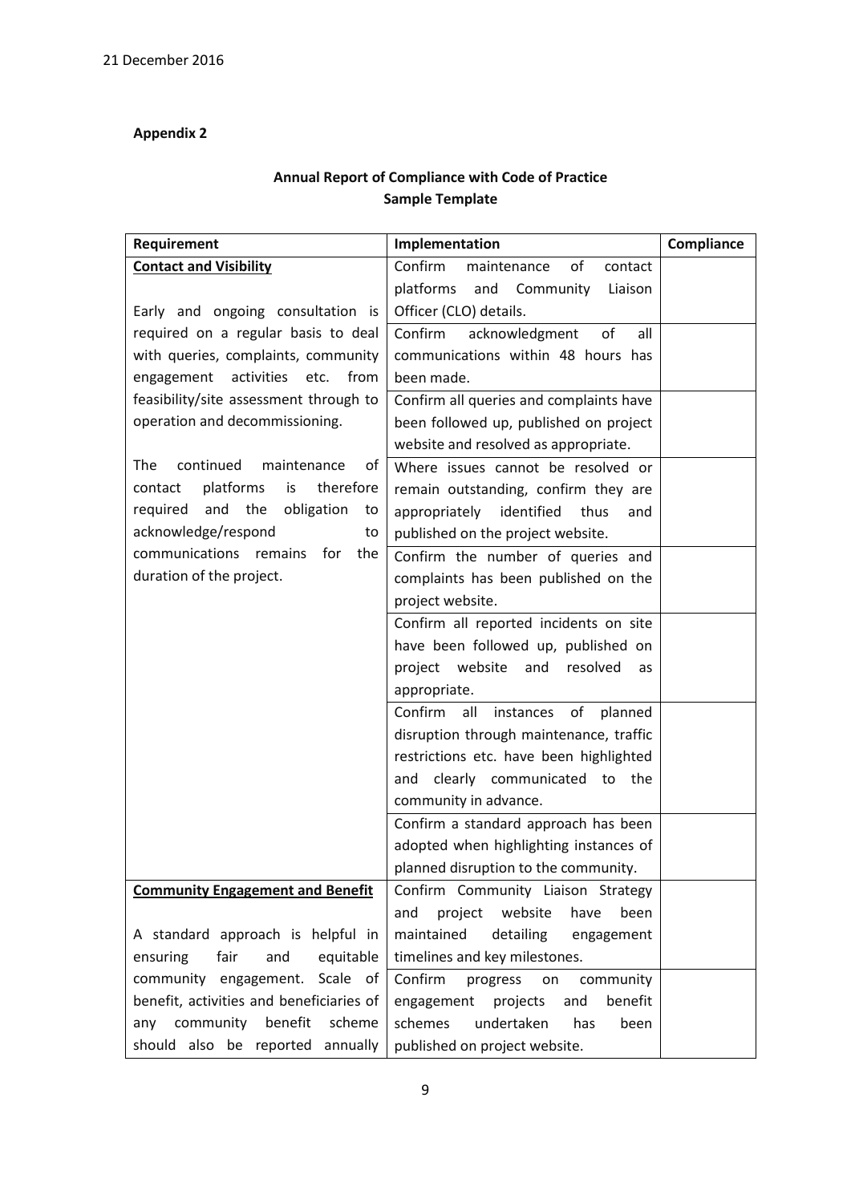21 December 2016

**Appendix 2**

**Annual Report of Compliance with Code of Practice**
**Sample Template**

| Requirement | Implementation | Compliance |
|---|---|---|
| **Contact and Visibility** | Confirm maintenance of contact platforms and Community Liaison Officer (CLO) details. | |
| Early and ongoing consultation is required on a regular basis to deal with queries, complaints, community engagement activities etc. from feasibility/site assessment through to operation and decommissioning. | Confirm acknowledgment of all communications within 48 hours has been made. | |
| | Confirm all queries and complaints have been followed up, published on project website and resolved as appropriate. | |
| The continued maintenance of contact platforms is therefore required and the obligation to acknowledge/respond to communications remains for the duration of the project. | Where issues cannot be resolved or remain outstanding, confirm they are appropriately identified thus and published on the project website. | |
| | Confirm the number of queries and complaints has been published on the project website. | |
| | Confirm all reported incidents on site have been followed up, published on project website and resolved as appropriate. | |
| | Confirm all instances of planned disruption through maintenance, traffic restrictions etc. have been highlighted and clearly communicated to the community in advance. | |
| | Confirm a standard approach has been adopted when highlighting instances of planned disruption to the community. | |
| **Community Engagement and Benefit** | Confirm Community Liaison Strategy and project website have been maintained detailing engagement timelines and key milestones. | |
| A standard approach is helpful in ensuring fair and equitable community engagement. Scale of benefit, activities and beneficiaries of any community benefit scheme should also be reported annually | Confirm progress on community engagement projects and benefit schemes undertaken has been published on project website. | |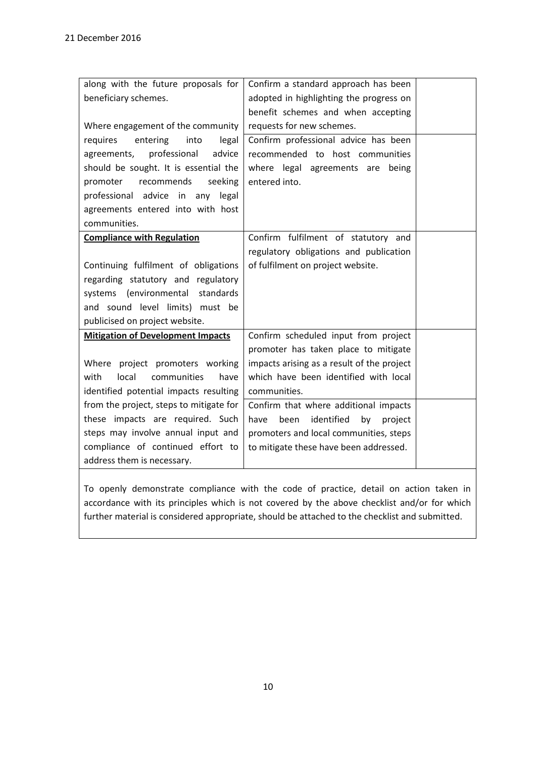21 December 2016

| | | |
|---|---|---|
| along with the future proposals for beneficiary schemes.<br><br>Where engagement of the community requires entering into legal agreements, professional advice should be sought. It is essential the promoter recommends seeking professional advice in any legal agreements entered into with host communities. | Confirm a standard approach has been adopted in highlighting the progress on benefit schemes and when accepting requests for new schemes. | |
| | Confirm professional advice has been recommended to host communities where legal agreements are being entered into. | |
| **Compliance with Regulation**<br><br>Continuing fulfilment of obligations regarding statutory and regulatory systems (environmental standards and sound level limits) must be publicised on project website. | Confirm fulfilment of statutory and regulatory obligations and publication of fulfilment on project website. | |
| **Mitigation of Development Impacts**<br><br>Where project promoters working with local communities have identified potential impacts resulting from the project, steps to mitigate for these impacts are required. Such steps may involve annual input and compliance of continued effort to address them is necessary. | Confirm scheduled input from project promoter has taken place to mitigate impacts arising as a result of the project which have been identified with local communities. | |
| | Confirm that where additional impacts have been identified by project promoters and local communities, steps to mitigate these have been addressed. | |

To openly demonstrate compliance with the code of practice, detail on action taken in accordance with its principles which is not covered by the above checklist and/or for which further material is considered appropriate, should be attached to the checklist and submitted.